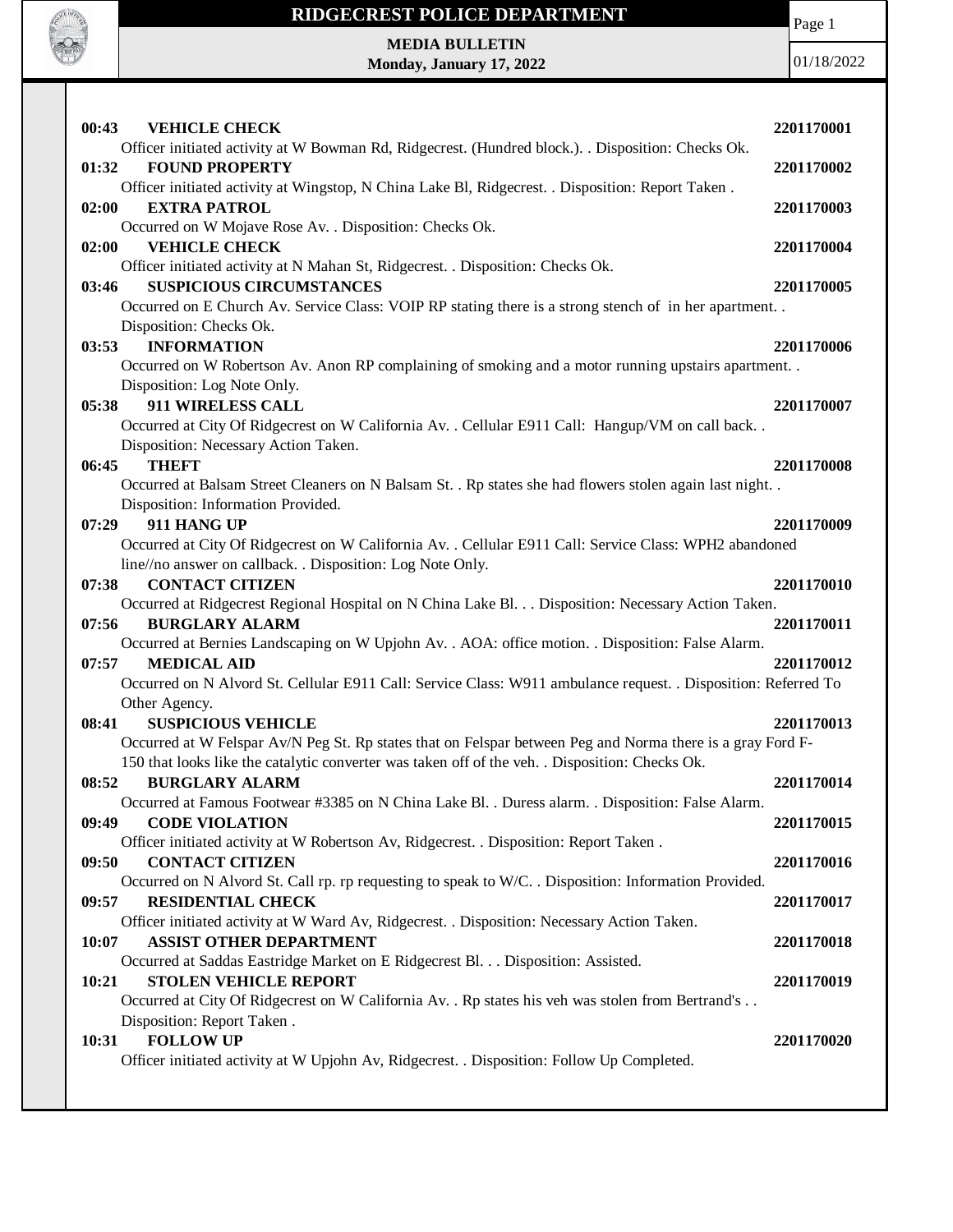# RIDGECREST POLICE DEPARTMENT

**MEDIA BULLETIN**
**Monday, January 17, 2022**

01/18/2022

**00:43 VEHICLE CHECK** **2201170001**
Officer initiated activity at W Bowman Rd, Ridgecrest. (Hundred block.). . Disposition: Checks Ok.

**01:32 FOUND PROPERTY** **2201170002**
Officer initiated activity at Wingstop, N China Lake Bl, Ridgecrest. . Disposition: Report Taken .

**02:00 EXTRA PATROL** **2201170003**
Occurred on W Mojave Rose Av. . Disposition: Checks Ok.

**02:00 VEHICLE CHECK** **2201170004**
Officer initiated activity at N Mahan St, Ridgecrest. . Disposition: Checks Ok.

**03:46 SUSPICIOUS CIRCUMSTANCES** **2201170005**
Occurred on E Church Av. Service Class: VOIP RP stating there is a strong stench of in her apartment. . Disposition: Checks Ok.

**03:53 INFORMATION** **2201170006**
Occurred on W Robertson Av. Anon RP complaining of smoking and a motor running upstairs apartment. . Disposition: Log Note Only.

**05:38 911 WIRELESS CALL** **2201170007**
Occurred at City Of Ridgecrest on W California Av. . Cellular E911 Call: Hangup/VM on call back. . Disposition: Necessary Action Taken.

**06:45 THEFT** **2201170008**
Occurred at Balsam Street Cleaners on N Balsam St. . Rp states she had flowers stolen again last night. . Disposition: Information Provided.

**07:29 911 HANG UP** **2201170009**
Occurred at City Of Ridgecrest on W California Av. . Cellular E911 Call: Service Class: WPH2 abandoned line//no answer on callback. . Disposition: Log Note Only.

**07:38 CONTACT CITIZEN** **2201170010**
Occurred at Ridgecrest Regional Hospital on N China Lake Bl. . . Disposition: Necessary Action Taken.

**07:56 BURGLARY ALARM** **2201170011**
Occurred at Bernies Landscaping on W Upjohn Av. . AOA: office motion. . Disposition: False Alarm.

**07:57 MEDICAL AID** **2201170012**
Occurred on N Alvord St. Cellular E911 Call: Service Class: W911 ambulance request. . Disposition: Referred To Other Agency.

**08:41 SUSPICIOUS VEHICLE** **2201170013**
Occurred at W Felspar Av/N Peg St. Rp states that on Felspar between Peg and Norma there is a gray Ford F-150 that looks like the catalytic converter was taken off of the veh. . Disposition: Checks Ok.

**08:52 BURGLARY ALARM** **2201170014**
Occurred at Famous Footwear #3385 on N China Lake Bl. . Duress alarm. . Disposition: False Alarm.

**09:49 CODE VIOLATION** **2201170015**
Officer initiated activity at W Robertson Av, Ridgecrest. . Disposition: Report Taken .

**09:50 CONTACT CITIZEN** **2201170016**
Occurred on N Alvord St. Call rp. rp requesting to speak to W/C. . Disposition: Information Provided.

**09:57 RESIDENTIAL CHECK** **2201170017**
Officer initiated activity at W Ward Av, Ridgecrest. . Disposition: Necessary Action Taken.

**10:07 ASSIST OTHER DEPARTMENT** **2201170018**
Occurred at Saddas Eastridge Market on E Ridgecrest Bl. . . Disposition: Assisted.

**10:21 STOLEN VEHICLE REPORT** **2201170019**
Occurred at City Of Ridgecrest on W California Av. . Rp states his veh was stolen from Bertrand's . . Disposition: Report Taken .

**10:31 FOLLOW UP** **2201170020**
Officer initiated activity at W Upjohn Av, Ridgecrest. . Disposition: Follow Up Completed.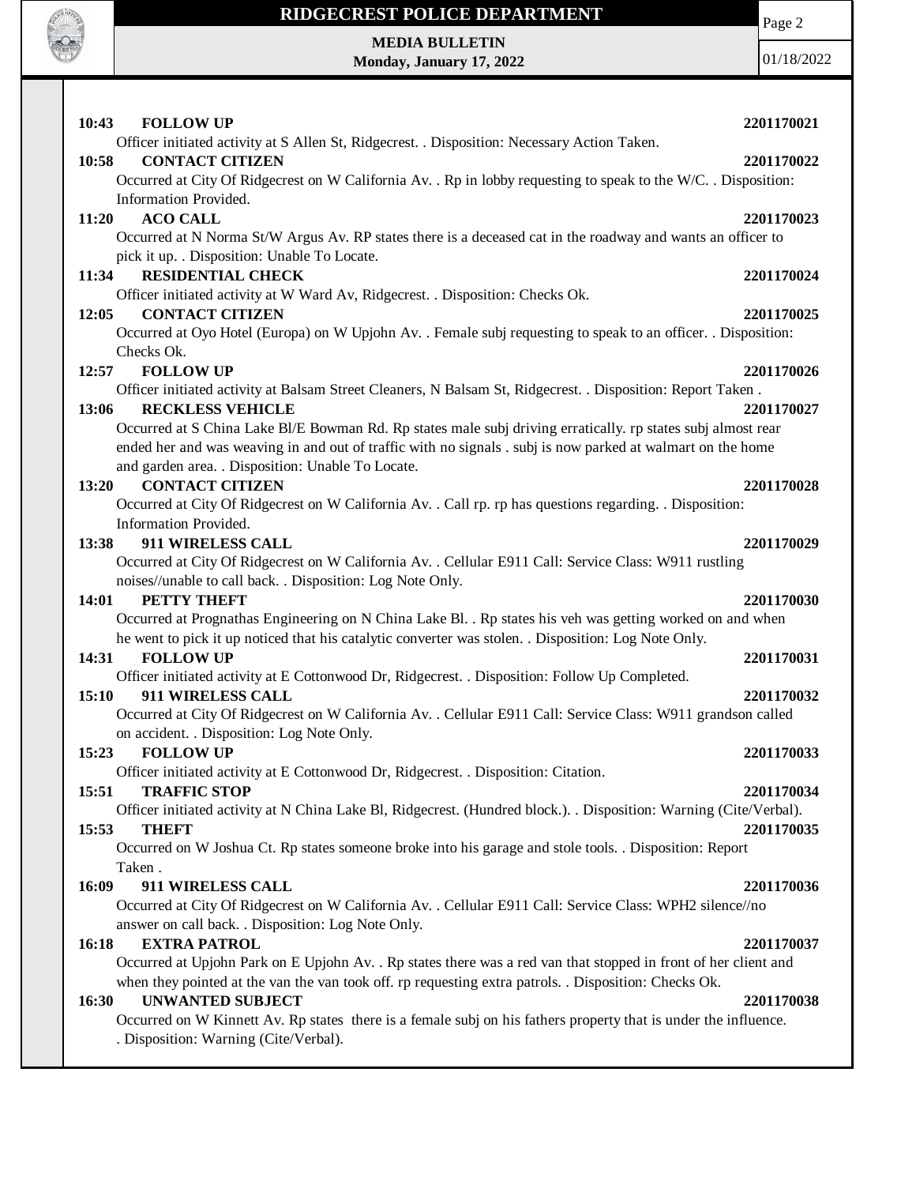**10:43 FOLLOW UP 2201170021**

Officer initiated activity at S Allen St, Ridgecrest. . Disposition: Necessary Action Taken.

**10:58 CONTACT CITIZEN 2201170022**

Occurred at City Of Ridgecrest on W California Av. . Rp in lobby requesting to speak to the W/C. . Disposition: Information Provided.

**11:20 ACO CALL 2201170023**

Occurred at N Norma St/W Argus Av. RP states there is a deceased cat in the roadway and wants an officer to pick it up. . Disposition: Unable To Locate.

**11:34 RESIDENTIAL CHECK 2201170024**

Officer initiated activity at W Ward Av, Ridgecrest. . Disposition: Checks Ok.

**12:05 CONTACT CITIZEN 2201170025**

Occurred at Oyo Hotel (Europa) on W Upjohn Av. . Female subj requesting to speak to an officer. . Disposition: Checks Ok.

**12:57 FOLLOW UP 2201170026**

Officer initiated activity at Balsam Street Cleaners, N Balsam St, Ridgecrest. . Disposition: Report Taken .

**13:06 RECKLESS VEHICLE 2201170027**

Occurred at S China Lake Bl/E Bowman Rd. Rp states male subj driving erratically. rp states subj almost rear ended her and was weaving in and out of traffic with no signals . subj is now parked at walmart on the home and garden area. . Disposition: Unable To Locate.

**13:20 CONTACT CITIZEN 2201170028**

Occurred at City Of Ridgecrest on W California Av. . Call rp. rp has questions regarding. . Disposition: Information Provided.

**13:38 911 WIRELESS CALL 2201170029**

Occurred at City Of Ridgecrest on W California Av. . Cellular E911 Call: Service Class: W911 rustling noises//unable to call back. . Disposition: Log Note Only.

**14:01 PETTY THEFT 2201170030**

Occurred at Prognathas Engineering on N China Lake Bl. . Rp states his veh was getting worked on and when he went to pick it up noticed that his catalytic converter was stolen. . Disposition: Log Note Only.

**14:31 FOLLOW UP 2201170031**

Officer initiated activity at E Cottonwood Dr, Ridgecrest. . Disposition: Follow Up Completed.

**15:10 911 WIRELESS CALL 2201170032**

Occurred at City Of Ridgecrest on W California Av. . Cellular E911 Call: Service Class: W911 grandson called on accident. . Disposition: Log Note Only.

**15:23 FOLLOW UP 2201170033**

Officer initiated activity at E Cottonwood Dr, Ridgecrest. . Disposition: Citation.

**15:51 TRAFFIC STOP 2201170034**

Officer initiated activity at N China Lake Bl, Ridgecrest. (Hundred block.). . Disposition: Warning (Cite/Verbal).

**15:53 THEFT 2201170035**

Occurred on W Joshua Ct. Rp states someone broke into his garage and stole tools. . Disposition: Report Taken .

**16:09 911 WIRELESS CALL 2201170036**

Occurred at City Of Ridgecrest on W California Av. . Cellular E911 Call: Service Class: WPH2 silence//no answer on call back. . Disposition: Log Note Only.

**16:18 EXTRA PATROL 2201170037**

Occurred at Upjohn Park on E Upjohn Av. . Rp states there was a red van that stopped in front of her client and when they pointed at the van the van took off. rp requesting extra patrols. . Disposition: Checks Ok.

**16:30 UNWANTED SUBJECT 2201170038**

Occurred on W Kinnett Av. Rp states there is a female subj on his fathers property that is under the influence. . Disposition: Warning (Cite/Verbal).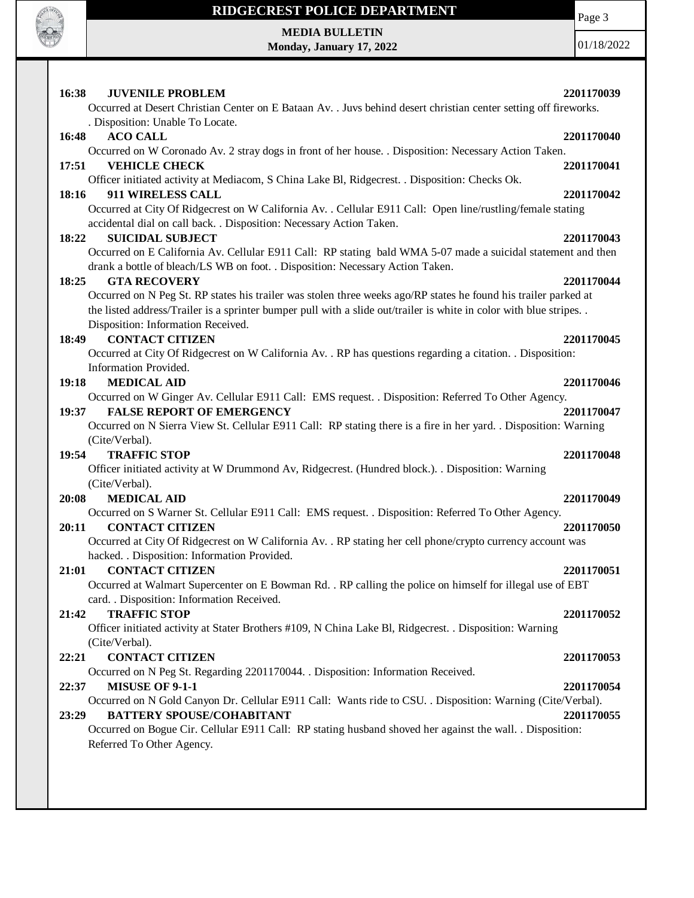**16:38 JUVENILE PROBLEM 2201170039**

Occurred at Desert Christian Center on E Bataan Av. . Juvs behind desert christian center setting off fireworks. . Disposition: Unable To Locate.

**16:48 ACO CALL 2201170040**

Occurred on W Coronado Av. 2 stray dogs in front of her house. . Disposition: Necessary Action Taken.

**17:51 VEHICLE CHECK 2201170041**

Officer initiated activity at Mediacom, S China Lake Bl, Ridgecrest. . Disposition: Checks Ok.

**18:16 911 WIRELESS CALL 2201170042**

Occurred at City Of Ridgecrest on W California Av. . Cellular E911 Call: Open line/rustling/female stating accidental dial on call back. . Disposition: Necessary Action Taken.

**18:22 SUICIDAL SUBJECT 2201170043**

Occurred on E California Av. Cellular E911 Call: RP stating bald WMA 5-07 made a suicidal statement and then drank a bottle of bleach/LS WB on foot. . Disposition: Necessary Action Taken.

**18:25 GTA RECOVERY 2201170044**

Occurred on N Peg St. RP states his trailer was stolen three weeks ago/RP states he found his trailer parked at the listed address/Trailer is a sprinter bumper pull with a slide out/trailer is white in color with blue stripes. . Disposition: Information Received.

**18:49 CONTACT CITIZEN 2201170045**

Occurred at City Of Ridgecrest on W California Av. . RP has questions regarding a citation. . Disposition: Information Provided.

**19:18 MEDICAL AID 2201170046**

Occurred on W Ginger Av. Cellular E911 Call: EMS request. . Disposition: Referred To Other Agency.

**19:37 FALSE REPORT OF EMERGENCY 2201170047**

Occurred on N Sierra View St. Cellular E911 Call: RP stating there is a fire in her yard. . Disposition: Warning (Cite/Verbal).

**19:54 TRAFFIC STOP 2201170048**

Officer initiated activity at W Drummond Av, Ridgecrest. (Hundred block.). . Disposition: Warning (Cite/Verbal).

**20:08 MEDICAL AID 2201170049**

Occurred on S Warner St. Cellular E911 Call: EMS request. . Disposition: Referred To Other Agency.

**20:11 CONTACT CITIZEN 2201170050**

Occurred at City Of Ridgecrest on W California Av. . RP stating her cell phone/crypto currency account was hacked. . Disposition: Information Provided.

**21:01 CONTACT CITIZEN 2201170051**

Occurred at Walmart Supercenter on E Bowman Rd. . RP calling the police on himself for illegal use of EBT card. . Disposition: Information Received.

**21:42 TRAFFIC STOP 2201170052**

Officer initiated activity at Stater Brothers #109, N China Lake Bl, Ridgecrest. . Disposition: Warning (Cite/Verbal).

**22:21 CONTACT CITIZEN 2201170053**

Occurred on N Peg St. Regarding 2201170044. . Disposition: Information Received.

**22:37 MISUSE OF 9-1-1 2201170054**

Occurred on N Gold Canyon Dr. Cellular E911 Call: Wants ride to CSU. . Disposition: Warning (Cite/Verbal).

**23:29 BATTERY SPOUSE/COHABITANT 2201170055**

Occurred on Bogue Cir. Cellular E911 Call: RP stating husband shoved her against the wall. . Disposition: Referred To Other Agency.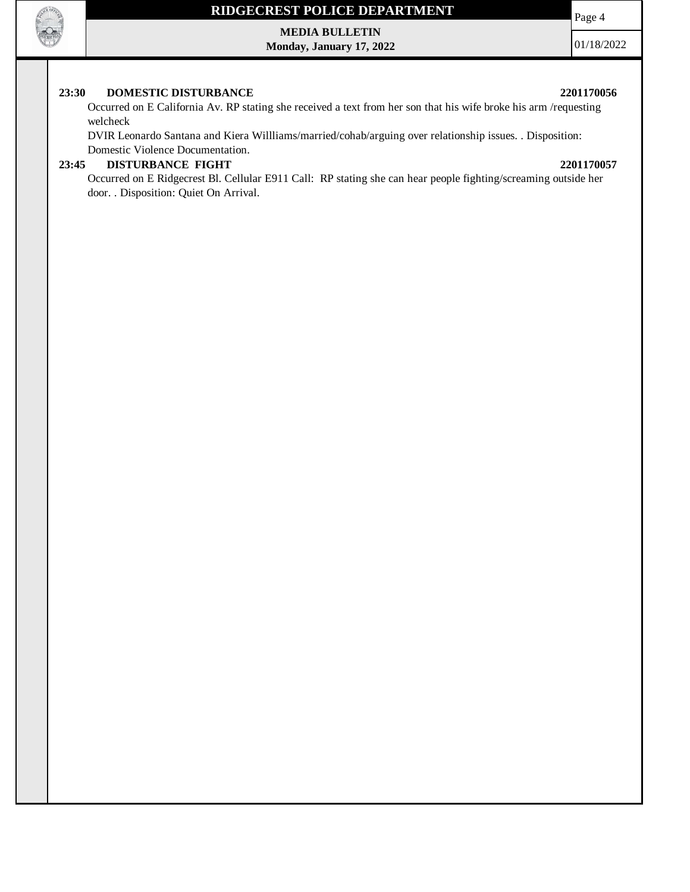**23:30 DOMESTIC DISTURBANCE** **2201170056**

Occurred on E California Av. RP stating she received a text from her son that his wife broke his arm /requesting welcheck

DVIR Leonardo Santana and Kiera Willliams/married/cohab/arguing over relationship issues. . Disposition: Domestic Violence Documentation.

**23:45 DISTURBANCE FIGHT** **2201170057**

Occurred on E Ridgecrest Bl. Cellular E911 Call: RP stating she can hear people fighting/screaming outside her door. . Disposition: Quiet On Arrival.